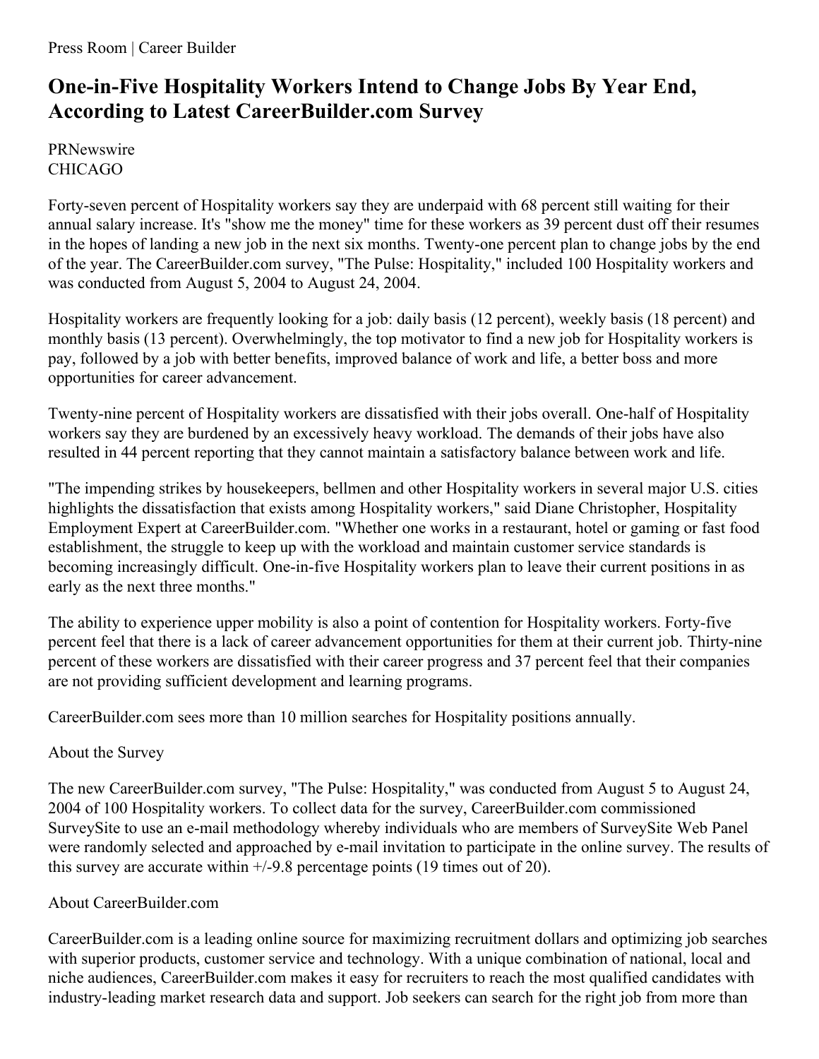Press Room | Career Builder

# One-in-Five Hospitality Workers Intend to Change Jobs By Year End, According to Latest CareerBuilder.com Survey

PRNewswire
CHICAGO

Forty-seven percent of Hospitality workers say they are underpaid with 68 percent still waiting for their annual salary increase. It's "show me the money" time for these workers as 39 percent dust off their resumes in the hopes of landing a new job in the next six months. Twenty-one percent plan to change jobs by the end of the year. The CareerBuilder.com survey, "The Pulse: Hospitality," included 100 Hospitality workers and was conducted from August 5, 2004 to August 24, 2004.

Hospitality workers are frequently looking for a job: daily basis (12 percent), weekly basis (18 percent) and monthly basis (13 percent). Overwhelmingly, the top motivator to find a new job for Hospitality workers is pay, followed by a job with better benefits, improved balance of work and life, a better boss and more opportunities for career advancement.

Twenty-nine percent of Hospitality workers are dissatisfied with their jobs overall. One-half of Hospitality workers say they are burdened by an excessively heavy workload. The demands of their jobs have also resulted in 44 percent reporting that they cannot maintain a satisfactory balance between work and life.

"The impending strikes by housekeepers, bellmen and other Hospitality workers in several major U.S. cities highlights the dissatisfaction that exists among Hospitality workers," said Diane Christopher, Hospitality Employment Expert at CareerBuilder.com. "Whether one works in a restaurant, hotel or gaming or fast food establishment, the struggle to keep up with the workload and maintain customer service standards is becoming increasingly difficult. One-in-five Hospitality workers plan to leave their current positions in as early as the next three months."

The ability to experience upper mobility is also a point of contention for Hospitality workers. Forty-five percent feel that there is a lack of career advancement opportunities for them at their current job. Thirty-nine percent of these workers are dissatisfied with their career progress and 37 percent feel that their companies are not providing sufficient development and learning programs.

CareerBuilder.com sees more than 10 million searches for Hospitality positions annually.

About the Survey

The new CareerBuilder.com survey, "The Pulse: Hospitality," was conducted from August 5 to August 24, 2004 of 100 Hospitality workers. To collect data for the survey, CareerBuilder.com commissioned SurveySite to use an e-mail methodology whereby individuals who are members of SurveySite Web Panel were randomly selected and approached by e-mail invitation to participate in the online survey. The results of this survey are accurate within +/-9.8 percentage points (19 times out of 20).

About CareerBuilder.com

CareerBuilder.com is a leading online source for maximizing recruitment dollars and optimizing job searches with superior products, customer service and technology. With a unique combination of national, local and niche audiences, CareerBuilder.com makes it easy for recruiters to reach the most qualified candidates with industry-leading market research data and support. Job seekers can search for the right job from more than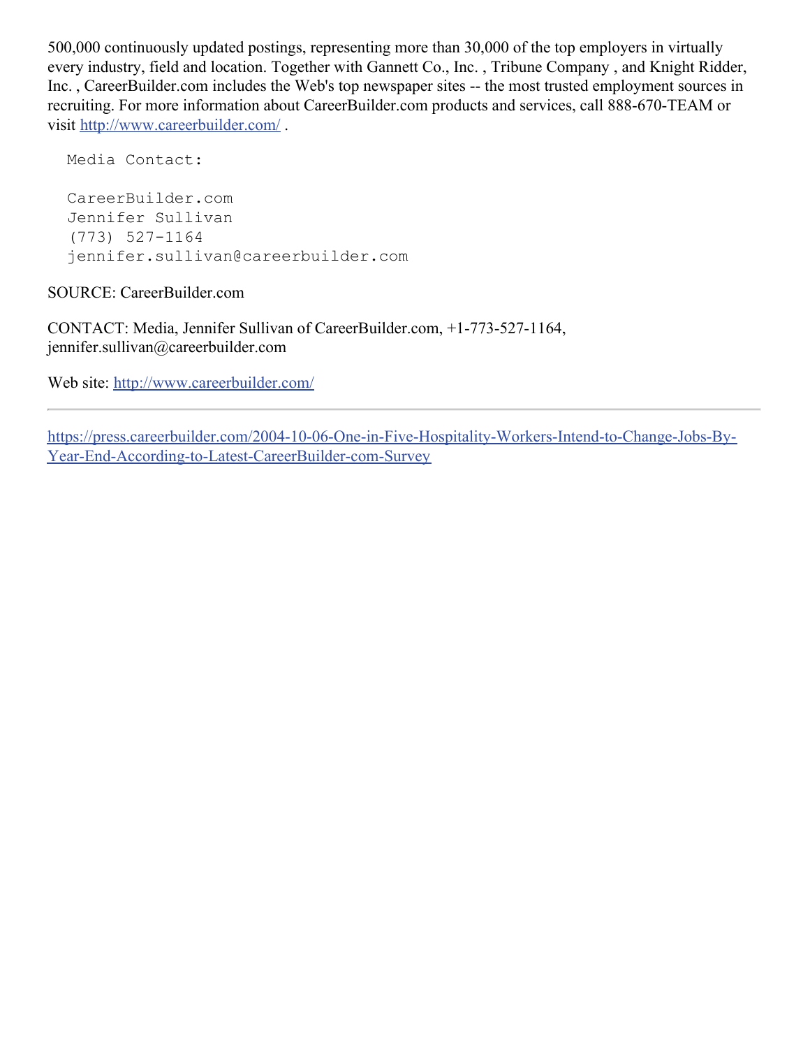500,000 continuously updated postings, representing more than 30,000 of the top employers in virtually every industry, field and location. Together with Gannett Co., Inc. , Tribune Company , and Knight Ridder, Inc. , CareerBuilder.com includes the Web's top newspaper sites -- the most trusted employment sources in recruiting. For more information about CareerBuilder.com products and services, call 888-670-TEAM or visit http://www.careerbuilder.com/ .

```
Media Contact:

CareerBuilder.com
Jennifer Sullivan
(773) 527-1164
jennifer.sullivan@careerbuilder.com
```

SOURCE: CareerBuilder.com

CONTACT: Media, Jennifer Sullivan of CareerBuilder.com, +1-773-527-1164, jennifer.sullivan@careerbuilder.com

Web site: http://www.careerbuilder.com/

---

https://press.careerbuilder.com/2004-10-06-One-in-Five-Hospitality-Workers-Intend-to-Change-Jobs-By-Year-End-According-to-Latest-CareerBuilder-com-Survey